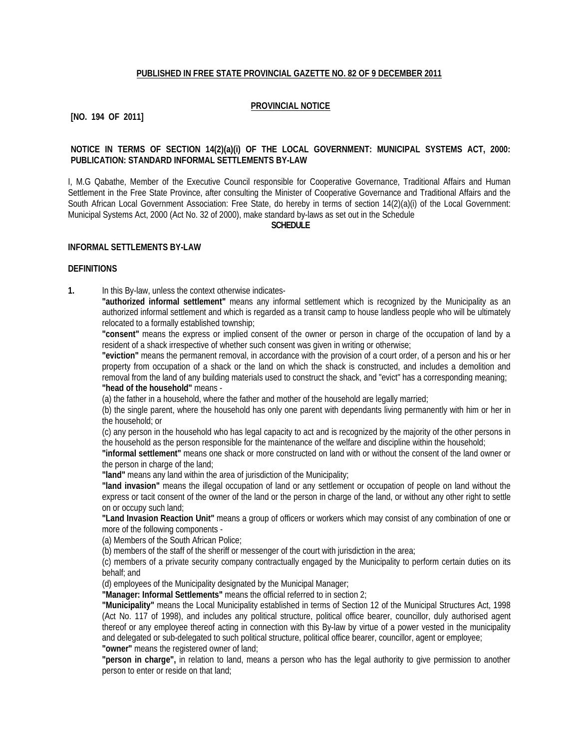**PUBLISHED IN FREE STATE PROVINCIAL GAZETTE NO. 82 OF 9 DECEMBER 2011**

**PROVINCIAL NOTICE**

**[NO. 194 OF 2011]**

**NOTICE IN TERMS OF SECTION 14(2)(a)(i) OF THE LOCAL GOVERNMENT: MUNICIPAL SYSTEMS ACT, 2000: PUBLICATION: STANDARD INFORMAL SETTLEMENTS BY-LAW**

I, M.G Qabathe, Member of the Executive Council responsible for Cooperative Governance, Traditional Affairs and Human Settlement in the Free State Province, after consulting the Minister of Cooperative Governance and Traditional Affairs and the South African Local Government Association: Free State, do hereby in terms of section 14(2)(a)(i) of the Local Government: Municipal Systems Act, 2000 (Act No. 32 of 2000), make standard by-laws as set out in the Schedule

**SCHEDULE**

**INFORMAL SETTLEMENTS BY-LAW**

**DEFINITIONS**

**1.** In this By-law, unless the context otherwise indicates-

**"authorized informal settlement"** means any informal settlement which is recognized by the Municipality as an authorized informal settlement and which is regarded as a transit camp to house landless people who will be ultimately relocated to a formally established township;

**"consent"** means the express or implied consent of the owner or person in charge of the occupation of land by a resident of a shack irrespective of whether such consent was given in writing or otherwise;

**"eviction"** means the permanent removal, in accordance with the provision of a court order, of a person and his or her property from occupation of a shack or the land on which the shack is constructed, and includes a demolition and removal from the land of any building materials used to construct the shack, and "evict" has a corresponding meaning;

**"head of the household"** means -

(a) the father in a household, where the father and mother of the household are legally married;

(b) the single parent, where the household has only one parent with dependants living permanently with him or her in the household; or

(c) any person in the household who has legal capacity to act and is recognized by the majority of the other persons in the household as the person responsible for the maintenance of the welfare and discipline within the household;

**"informal settlement"** means one shack or more constructed on land with or without the consent of the land owner or the person in charge of the land;

**"land"** means any land within the area of jurisdiction of the Municipality;

**"land invasion"** means the illegal occupation of land or any settlement or occupation of people on land without the express or tacit consent of the owner of the land or the person in charge of the land, or without any other right to settle on or occupy such land;

**"Land Invasion Reaction Unit"** means a group of officers or workers which may consist of any combination of one or more of the following components -

(a) Members of the South African Police;

(b) members of the staff of the sheriff or messenger of the court with jurisdiction in the area;

(c) members of a private security company contractually engaged by the Municipality to perform certain duties on its behalf; and

(d) employees of the Municipality designated by the Municipal Manager;

**"Manager: Informal Settlements"** means the official referred to in section 2;

**"Municipality"** means the Local Municipality established in terms of Section 12 of the Municipal Structures Act, 1998 (Act No. 117 of 1998), and includes any political structure, political office bearer, councillor, duly authorised agent thereof or any employee thereof acting in connection with this By-law by virtue of a power vested in the municipality and delegated or sub-delegated to such political structure, political office bearer, councillor, agent or employee;

**"owner"** means the registered owner of land;

**"person in charge",** in relation to land, means a person who has the legal authority to give permission to another person to enter or reside on that land;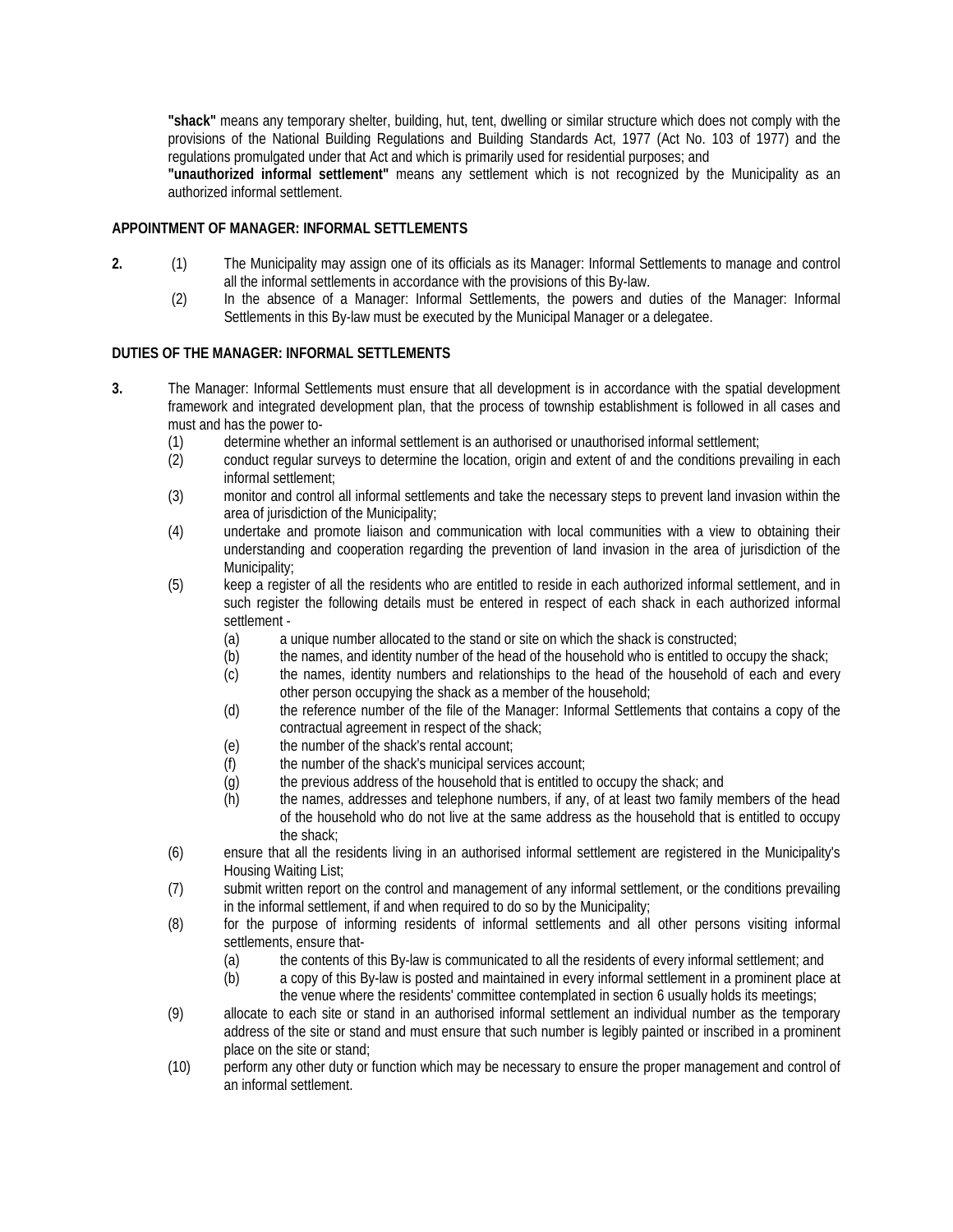**"shack"** means any temporary shelter, building, hut, tent, dwelling or similar structure which does not comply with the provisions of the National Building Regulations and Building Standards Act, 1977 (Act No. 103 of 1977) and the regulations promulgated under that Act and which is primarily used for residential purposes; and

**"unauthorized informal settlement"** means any settlement which is not recognized by the Municipality as an authorized informal settlement.

**APPOINTMENT OF MANAGER: INFORMAL SETTLEMENTS**

**2.** (1) The Municipality may assign one of its officials as its Manager: Informal Settlements to manage and control all the informal settlements in accordance with the provisions of this By-law.

(2) In the absence of a Manager: Informal Settlements, the powers and duties of the Manager: Informal Settlements in this By-law must be executed by the Municipal Manager or a delegatee.

**DUTIES OF THE MANAGER: INFORMAL SETTLEMENTS**

**3.** The Manager: Informal Settlements must ensure that all development is in accordance with the spatial development framework and integrated development plan, that the process of township establishment is followed in all cases and must and has the power to-

(1) determine whether an informal settlement is an authorised or unauthorised informal settlement;

(2) conduct regular surveys to determine the location, origin and extent of and the conditions prevailing in each informal settlement;

(3) monitor and control all informal settlements and take the necessary steps to prevent land invasion within the area of jurisdiction of the Municipality;

(4) undertake and promote liaison and communication with local communities with a view to obtaining their understanding and cooperation regarding the prevention of land invasion in the area of jurisdiction of the Municipality;

(5) keep a register of all the residents who are entitled to reside in each authorized informal settlement, and in such register the following details must be entered in respect of each shack in each authorized informal settlement -

(a) a unique number allocated to the stand or site on which the shack is constructed;

(b) the names, and identity number of the head of the household who is entitled to occupy the shack;

(c) the names, identity numbers and relationships to the head of the household of each and every other person occupying the shack as a member of the household;

(d) the reference number of the file of the Manager: Informal Settlements that contains a copy of the contractual agreement in respect of the shack;

(e) the number of the shack's rental account;

(f) the number of the shack's municipal services account;

(g) the previous address of the household that is entitled to occupy the shack; and

(h) the names, addresses and telephone numbers, if any, of at least two family members of the head of the household who do not live at the same address as the household that is entitled to occupy the shack;

(6) ensure that all the residents living in an authorised informal settlement are registered in the Municipality's Housing Waiting List;

(7) submit written report on the control and management of any informal settlement, or the conditions prevailing in the informal settlement, if and when required to do so by the Municipality;

(8) for the purpose of informing residents of informal settlements and all other persons visiting informal settlements, ensure that-

(a) the contents of this By-law is communicated to all the residents of every informal settlement; and

(b) a copy of this By-law is posted and maintained in every informal settlement in a prominent place at the venue where the residents' committee contemplated in section 6 usually holds its meetings;

(9) allocate to each site or stand in an authorised informal settlement an individual number as the temporary address of the site or stand and must ensure that such number is legibly painted or inscribed in a prominent place on the site or stand;

(10) perform any other duty or function which may be necessary to ensure the proper management and control of an informal settlement.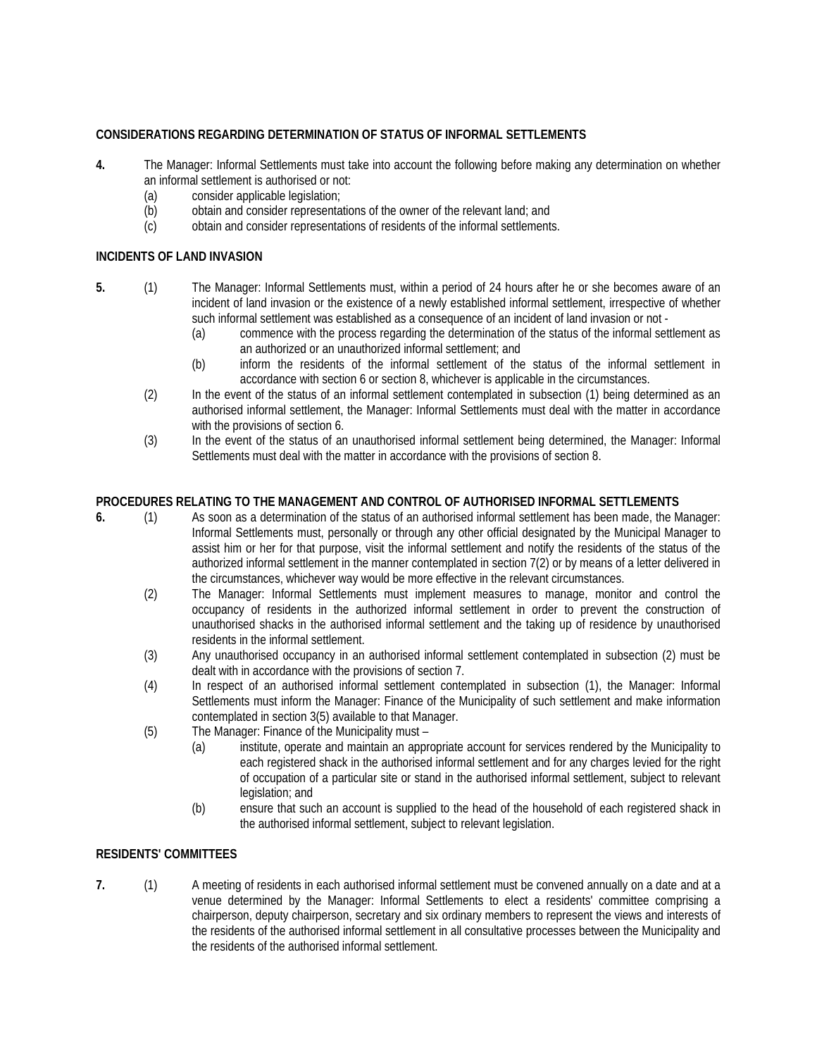**CONSIDERATIONS REGARDING DETERMINATION OF STATUS OF INFORMAL SETTLEMENTS**

**4.** The Manager: Informal Settlements must take into account the following before making any determination on whether an informal settlement is authorised or not:

(a) consider applicable legislation;

(b) obtain and consider representations of the owner of the relevant land; and

(c) obtain and consider representations of residents of the informal settlements.

**INCIDENTS OF LAND INVASION**

**5.** (1) The Manager: Informal Settlements must, within a period of 24 hours after he or she becomes aware of an incident of land invasion or the existence of a newly established informal settlement, irrespective of whether such informal settlement was established as a consequence of an incident of land invasion or not -

(a) commence with the process regarding the determination of the status of the informal settlement as an authorized or an unauthorized informal settlement; and

(b) inform the residents of the informal settlement of the status of the informal settlement in accordance with section 6 or section 8, whichever is applicable in the circumstances.

(2) In the event of the status of an informal settlement contemplated in subsection (1) being determined as an authorised informal settlement, the Manager: Informal Settlements must deal with the matter in accordance with the provisions of section 6.

(3) In the event of the status of an unauthorised informal settlement being determined, the Manager: Informal Settlements must deal with the matter in accordance with the provisions of section 8.

**PROCEDURES RELATING TO THE MANAGEMENT AND CONTROL OF AUTHORISED INFORMAL SETTLEMENTS**

**6.** (1) As soon as a determination of the status of an authorised informal settlement has been made, the Manager: Informal Settlements must, personally or through any other official designated by the Municipal Manager to assist him or her for that purpose, visit the informal settlement and notify the residents of the status of the authorized informal settlement in the manner contemplated in section 7(2) or by means of a letter delivered in the circumstances, whichever way would be more effective in the relevant circumstances.

(2) The Manager: Informal Settlements must implement measures to manage, monitor and control the occupancy of residents in the authorized informal settlement in order to prevent the construction of unauthorised shacks in the authorised informal settlement and the taking up of residence by unauthorised residents in the informal settlement.

(3) Any unauthorised occupancy in an authorised informal settlement contemplated in subsection (2) must be dealt with in accordance with the provisions of section 7.

(4) In respect of an authorised informal settlement contemplated in subsection (1), the Manager: Informal Settlements must inform the Manager: Finance of the Municipality of such settlement and make information contemplated in section 3(5) available to that Manager.

(5) The Manager: Finance of the Municipality must –

(a) institute, operate and maintain an appropriate account for services rendered by the Municipality to each registered shack in the authorised informal settlement and for any charges levied for the right of occupation of a particular site or stand in the authorised informal settlement, subject to relevant legislation; and

(b) ensure that such an account is supplied to the head of the household of each registered shack in the authorised informal settlement, subject to relevant legislation.

**RESIDENTS' COMMITTEES**

**7.** (1) A meeting of residents in each authorised informal settlement must be convened annually on a date and at a venue determined by the Manager: Informal Settlements to elect a residents' committee comprising a chairperson, deputy chairperson, secretary and six ordinary members to represent the views and interests of the residents of the authorised informal settlement in all consultative processes between the Municipality and the residents of the authorised informal settlement.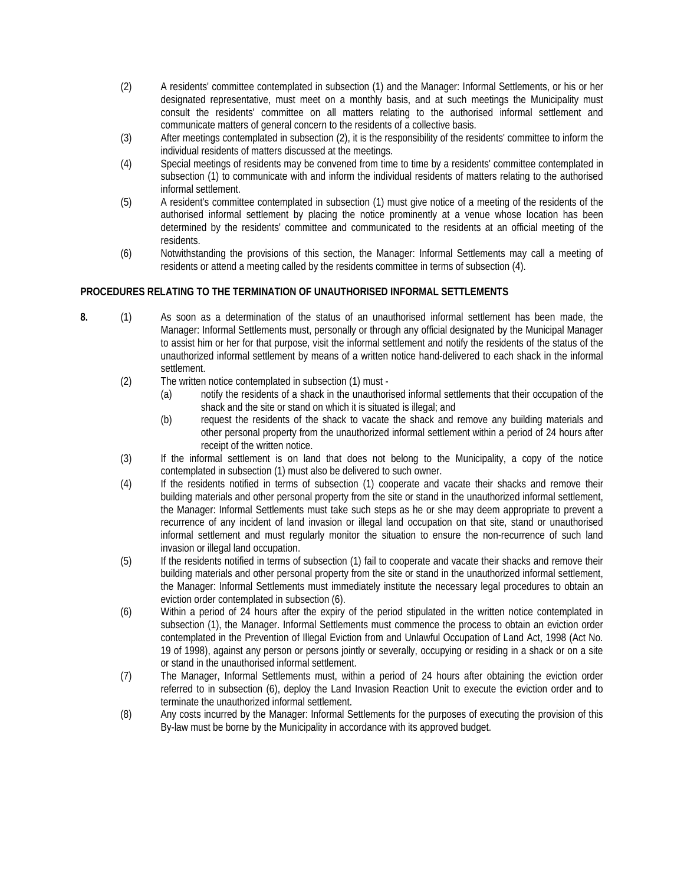(2) A residents' committee contemplated in subsection (1) and the Manager: Informal Settlements, or his or her designated representative, must meet on a monthly basis, and at such meetings the Municipality must consult the residents' committee on all matters relating to the authorised informal settlement and communicate matters of general concern to the residents of a collective basis.

(3) After meetings contemplated in subsection (2), it is the responsibility of the residents' committee to inform the individual residents of matters discussed at the meetings.

(4) Special meetings of residents may be convened from time to time by a residents' committee contemplated in subsection (1) to communicate with and inform the individual residents of matters relating to the authorised informal settlement.

(5) A resident's committee contemplated in subsection (1) must give notice of a meeting of the residents of the authorised informal settlement by placing the notice prominently at a venue whose location has been determined by the residents' committee and communicated to the residents at an official meeting of the residents.

(6) Notwithstanding the provisions of this section, the Manager: Informal Settlements may call a meeting of residents or attend a meeting called by the residents committee in terms of subsection (4).

**PROCEDURES RELATING TO THE TERMINATION OF UNAUTHORISED INFORMAL SETTLEMENTS**

**8.** (1) As soon as a determination of the status of an unauthorised informal settlement has been made, the Manager: Informal Settlements must, personally or through any official designated by the Municipal Manager to assist him or her for that purpose, visit the informal settlement and notify the residents of the status of the unauthorized informal settlement by means of a written notice hand-delivered to each shack in the informal settlement.

(2) The written notice contemplated in subsection (1) must -

(a) notify the residents of a shack in the unauthorised informal settlements that their occupation of the shack and the site or stand on which it is situated is illegal; and

(b) request the residents of the shack to vacate the shack and remove any building materials and other personal property from the unauthorized informal settlement within a period of 24 hours after receipt of the written notice.

(3) If the informal settlement is on land that does not belong to the Municipality, a copy of the notice contemplated in subsection (1) must also be delivered to such owner.

(4) If the residents notified in terms of subsection (1) cooperate and vacate their shacks and remove their building materials and other personal property from the site or stand in the unauthorized informal settlement, the Manager: Informal Settlements must take such steps as he or she may deem appropriate to prevent a recurrence of any incident of land invasion or illegal land occupation on that site, stand or unauthorised informal settlement and must regularly monitor the situation to ensure the non-recurrence of such land invasion or illegal land occupation.

(5) If the residents notified in terms of subsection (1) fail to cooperate and vacate their shacks and remove their building materials and other personal property from the site or stand in the unauthorized informal settlement, the Manager: Informal Settlements must immediately institute the necessary legal procedures to obtain an eviction order contemplated in subsection (6).

(6) Within a period of 24 hours after the expiry of the period stipulated in the written notice contemplated in subsection (1), the Manager. Informal Settlements must commence the process to obtain an eviction order contemplated in the Prevention of Illegal Eviction from and Unlawful Occupation of Land Act, 1998 (Act No. 19 of 1998), against any person or persons jointly or severally, occupying or residing in a shack or on a site or stand in the unauthorised informal settlement.

(7) The Manager, Informal Settlements must, within a period of 24 hours after obtaining the eviction order referred to in subsection (6), deploy the Land Invasion Reaction Unit to execute the eviction order and to terminate the unauthorized informal settlement.

(8) Any costs incurred by the Manager: Informal Settlements for the purposes of executing the provision of this By-law must be borne by the Municipality in accordance with its approved budget.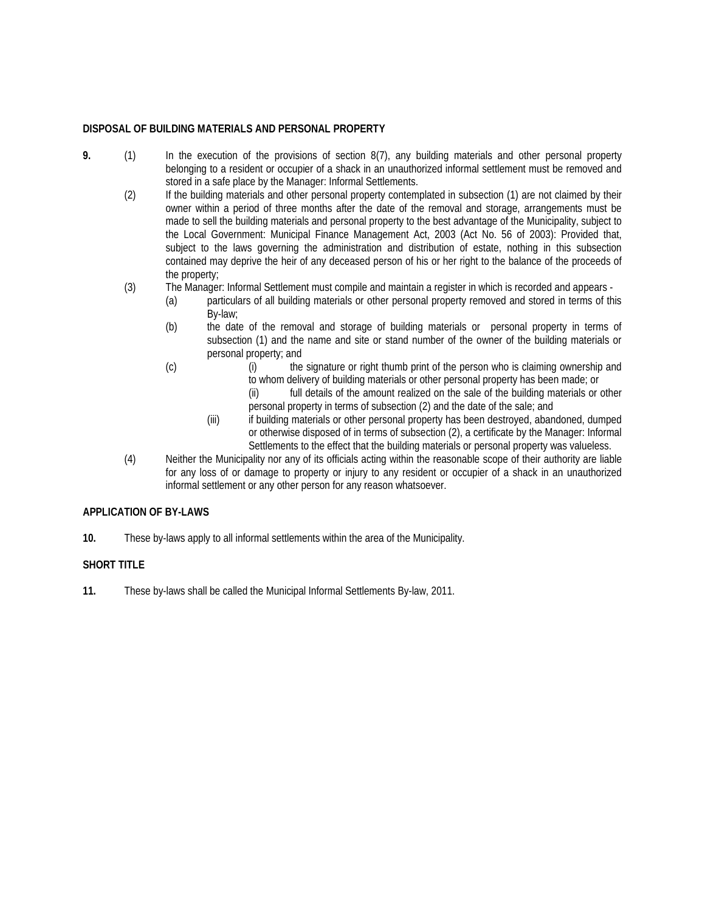**DISPOSAL OF BUILDING MATERIALS AND PERSONAL PROPERTY**

**9.** (1) In the execution of the provisions of section 8(7), any building materials and other personal property belonging to a resident or occupier of a shack in an unauthorized informal settlement must be removed and stored in a safe place by the Manager: Informal Settlements.

(2) If the building materials and other personal property contemplated in subsection (1) are not claimed by their owner within a period of three months after the date of the removal and storage, arrangements must be made to sell the building materials and personal property to the best advantage of the Municipality, subject to the Local Government: Municipal Finance Management Act, 2003 (Act No. 56 of 2003): Provided that, subject to the laws governing the administration and distribution of estate, nothing in this subsection contained may deprive the heir of any deceased person of his or her right to the balance of the proceeds of the property;

(3) The Manager: Informal Settlement must compile and maintain a register in which is recorded and appears -

(a) particulars of all building materials or other personal property removed and stored in terms of this By-law;

(b) the date of the removal and storage of building materials or personal property in terms of subsection (1) and the name and site or stand number of the owner of the building materials or personal property; and

(c) (i) the signature or right thumb print of the person who is claiming ownership and to whom delivery of building materials or other personal property has been made; or

(ii) full details of the amount realized on the sale of the building materials or other personal property in terms of subsection (2) and the date of the sale; and

(iii) if building materials or other personal property has been destroyed, abandoned, dumped or otherwise disposed of in terms of subsection (2), a certificate by the Manager: Informal Settlements to the effect that the building materials or personal property was valueless.

(4) Neither the Municipality nor any of its officials acting within the reasonable scope of their authority are liable for any loss of or damage to property or injury to any resident or occupier of a shack in an unauthorized informal settlement or any other person for any reason whatsoever.

**APPLICATION OF BY-LAWS**

**10.** These by-laws apply to all informal settlements within the area of the Municipality.

**SHORT TITLE**

**11.** These by-laws shall be called the Municipal Informal Settlements By-law, 2011.